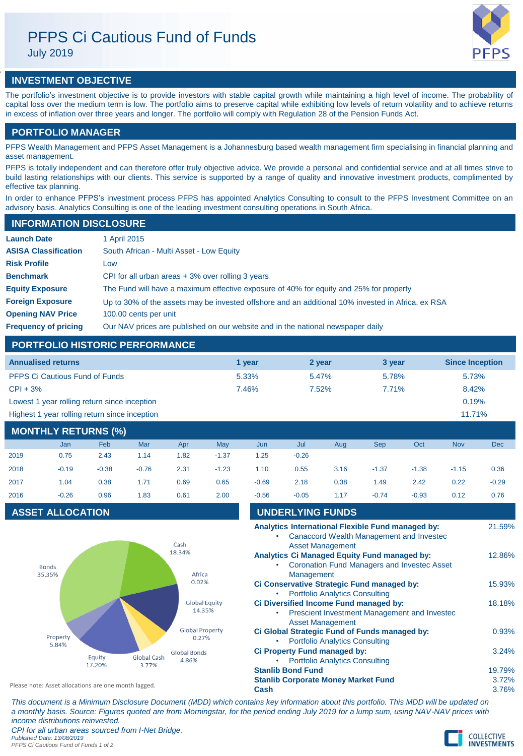# PFPS Ci Cautious Fund of Funds

July 2019

## INVESTMENT OBJECTIVE

The portfolio's investment objective is to provide investors with stable capital growth while maintaining a high level of income. The probability of capital loss over the medium term is low. The portfolio aims to preserve capital while exhibiting low levels of return volatility and to achieve returns in excess of inflation over three years and longer. The portfolio will comply with Regulation 28 of the Pension Funds Act.

## PORTFOLIO MANAGER

PFPS Wealth Management and PFPS Asset Management is a Johannesburg based wealth management firm specialising in financial planning and asset management.

PFPS is totally independent and can therefore offer truly objective advice. We provide a personal and confidential service and at all times strive to build lasting relationships with our clients. This service is supported by a range of quality and innovative investment products, complimented by effective tax planning.

In order to enhance PFPS's investment process PFPS has appointed Analytics Consulting to consult to the PFPS Investment Committee on an advisory basis. Analytics Consulting is one of the leading investment consulting operations in South Africa.

## INFORMATION DISCLOSURE

| | |
|---|---|
| **Launch Date** | 1 April 2015 |
| **ASISA Classification** | South African - Multi Asset - Low Equity |
| **Risk Profile** | Low |
| **Benchmark** | CPI for all urban areas + 3% over rolling 3 years |
| **Equity Exposure** | The Fund will have a maximum effective exposure of 40% for equity and 25% for property |
| **Foreign Exposure** | Up to 30% of the assets may be invested offshore and an additional 10% invested in Africa, ex RSA |
| **Opening NAV Price** | 100.00 cents per unit |
| **Frequency of pricing** | Our NAV prices are published on our website and in the national newspaper daily |

## PORTFOLIO HISTORIC PERFORMANCE

| Annualised returns | 1 year | 2 year | 3 year | Since Inception |
|---|---|---|---|---|
| PFPS Ci Cautious Fund of Funds | 5.33% | 5.47% | 5.78% | 5.73% |
| CPI + 3% | 7.46% | 7.52% | 7.71% | 8.42% |
| Lowest 1 year rolling return since inception | | | | 0.19% |
| Highest 1 year rolling return since inception | | | | 11.71% |

## MONTHLY RETURNS (%)

| | Jan | Feb | Mar | Apr | May | Jun | Jul | Aug | Sep | Oct | Nov | Dec |
|---|---|---|---|---|---|---|---|---|---|---|---|---|
| 2019 | 0.75 | 2.43 | 1.14 | 1.82 | -1.37 | 1.25 | -0.26 | | | | | |
| 2018 | -0.19 | -0.38 | -0.76 | 2.31 | -1.23 | 1.10 | 0.55 | 3.16 | -1.37 | -1.38 | -1.15 | 0.36 |
| 2017 | 1.04 | 0.38 | 1.71 | 0.69 | 0.65 | -0.69 | 2.18 | 0.38 | 1.49 | 2.42 | 0.22 | -0.29 |
| 2016 | -0.26 | 0.96 | 1.83 | 0.61 | 2.00 | -0.56 | -0.05 | 1.17 | -0.74 | -0.93 | 0.12 | 0.76 |

## ASSET ALLOCATION

| Asset | Allocation |
|---|---|
| Cash | 18.34% |
| Africa | 0.02% |
| Global Equity | 14.35% |
| Global Property | 0.27% |
| Global Bonds | 4.86% |
| Global Cash | 3.77% |
| Equity | 17.20% |
| Property | 5.84% |
| Bonds | 35.35% |

Please note: Asset allocations are one month lagged.

## UNDERLYING FUNDS

| Fund | Weight |
|---|---|
| **Analytics International Flexible Fund managed by:** <br>• Canaccord Wealth Management and Investec Asset Management | 21.59% |
| **Analytics Ci Managed Equity Fund managed by:** <br>• Coronation Fund Managers and Investec Asset Management | 12.86% |
| **Ci Conservative Strategic Fund managed by:** <br>• Portfolio Analytics Consulting | 15.93% |
| **Ci Diversified Income Fund managed by:** <br>• Prescient Investment Management and Investec Asset Management | 18.18% |
| **Ci Global Strategic Fund of Funds managed by:** <br>• Portfolio Analytics Consulting | 0.93% |
| **Ci Property Fund managed by:** <br>• Portfolio Analytics Consulting | 3.24% |
| **Stanlib Bond Fund** | 19.79% |
| **Stanlib Corporate Money Market Fund** | 3.72% |
| **Cash** | 3.76% |

*This document is a Minimum Disclosure Document (MDD) which contains key information about this portfolio. This MDD will be updated on a monthly basis. Source: Figures quoted are from Morningstar, for the period ending July 2019 for a lump sum, using NAV-NAV prices with income distributions reinvested.*

*CPI for all urban areas sourced from I-Net Bridge.*

*Published Date: 13/08/2019*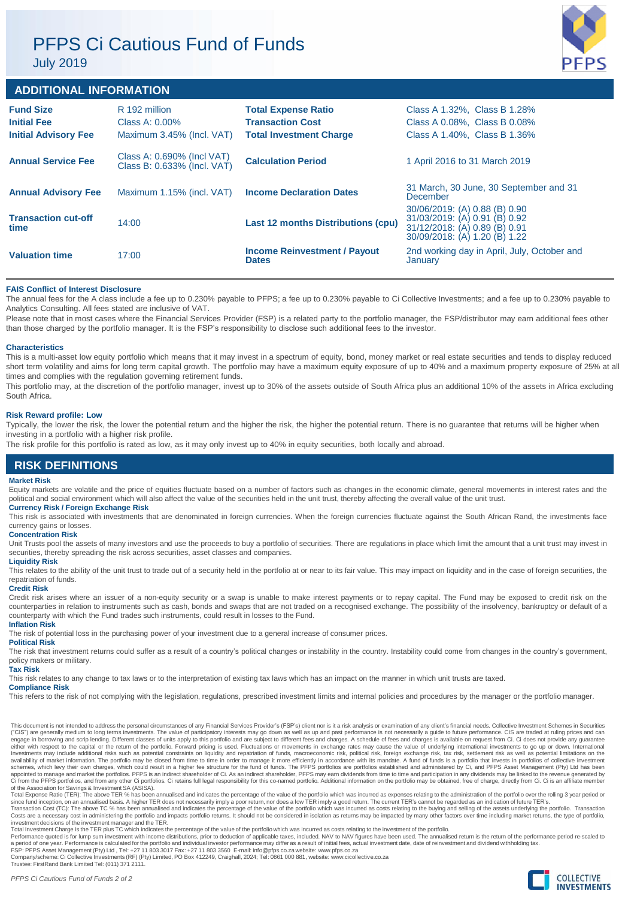# PFPS Ci Cautious Fund of Funds

July 2019

## ADDITIONAL INFORMATION

| | | | |
|---|---|---|---|
| **Fund Size** | R 192 million | **Total Expense Ratio** | Class A 1.32%, Class B 1.28% |
| **Initial Fee** | Class A: 0.00% | **Transaction Cost** | Class A 0.08%, Class B 0.08% |
| **Initial Advisory Fee** | Maximum 3.45% (Incl. VAT) | **Total Investment Charge** | Class A 1.40%, Class B 1.36% |
| **Annual Service Fee** | Class A: 0.690% (Incl VAT) Class B: 0.633% (Incl. VAT) | **Calculation Period** | 1 April 2016 to 31 March 2019 |
| **Annual Advisory Fee** | Maximum 1.15% (incl. VAT) | **Income Declaration Dates** | 31 March, 30 June, 30 September and 31 December |
| **Transaction cut-off time** | 14:00 | **Last 12 months Distributions (cpu)** | 30/06/2019: (A) 0.88 (B) 0.90 31/03/2019: (A) 0.91 (B) 0.92 31/12/2018: (A) 0.89 (B) 0.91 30/09/2018: (A) 1.20 (B) 1.22 |
| **Valuation time** | 17:00 | **Income Reinvestment / Payout Dates** | 2nd working day in April, July, October and January |

**FAIS Conflict of Interest Disclosure**

The annual fees for the A class include a fee up to 0.230% payable to PFPS; a fee up to 0.230% payable to Ci Collective Investments; and a fee up to 0.230% payable to Analytics Consulting. All fees stated are inclusive of VAT.

Please note that in most cases where the Financial Services Provider (FSP) is a related party to the portfolio manager, the FSP/distributor may earn additional fees other than those charged by the portfolio manager. It is the FSP's responsibility to disclose such additional fees to the investor.

**Characteristics**

This is a multi-asset low equity portfolio which means that it may invest in a spectrum of equity, bond, money market or real estate securities and tends to display reduced short term volatility and aims for long term capital growth. The portfolio may have a maximum equity exposure of up to 40% and a maximum property exposure of 25% at all times and complies with the regulation governing retirement funds.

This portfolio may, at the discretion of the portfolio manager, invest up to 30% of the assets outside of South Africa plus an additional 10% of the assets in Africa excluding South Africa.

**Risk Reward profile: Low**

Typically, the lower the risk, the lower the potential return and the higher the risk, the higher the potential return. There is no guarantee that returns will be higher when investing in a portfolio with a higher risk profile.

The risk profile for this portfolio is rated as low, as it may only invest up to 40% in equity securities, both locally and abroad.

## RISK DEFINITIONS

**Market Risk**

Equity markets are volatile and the price of equities fluctuate based on a number of factors such as changes in the economic climate, general movements in interest rates and the political and social environment which will also affect the value of the securities held in the unit trust, thereby affecting the overall value of the unit trust.

**Currency Risk / Foreign Exchange Risk**

This risk is associated with investments that are denominated in foreign currencies. When the foreign currencies fluctuate against the South African Rand, the investments face currency gains or losses.

**Concentration Risk**

Unit Trusts pool the assets of many investors and use the proceeds to buy a portfolio of securities. There are regulations in place which limit the amount that a unit trust may invest in securities, thereby spreading the risk across securities, asset classes and companies.

**Liquidity Risk**

This relates to the ability of the unit trust to trade out of a security held in the portfolio at or near to its fair value. This may impact on liquidity and in the case of foreign securities, the repatriation of funds.

**Credit Risk**

Credit risk arises where an issuer of a non-equity security or a swap is unable to make interest payments or to repay capital. The Fund may be exposed to credit risk on the counterparties in relation to instruments such as cash, bonds and swaps that are not traded on a recognised exchange. The possibility of the insolvency, bankruptcy or default of a counterparty with which the Fund trades such instruments, could result in losses to the Fund.

**Inflation Risk**

The risk of potential loss in the purchasing power of your investment due to a general increase of consumer prices.

**Political Risk**

The risk that investment returns could suffer as a result of a country's political changes or instability in the country. Instability could come from changes in the country's government, policy makers or military.

**Tax Risk**

This risk relates to any change to tax laws or to the interpretation of existing tax laws which has an impact on the manner in which unit trusts are taxed.

**Compliance Risk**

This refers to the risk of not complying with the legislation, regulations, prescribed investment limits and internal policies and procedures by the manager or the portfolio manager.

This document is not intended to address the personal circumstances of any Financial Services Provider's (FSP's) client nor is it a risk analysis or examination of any client's financial needs. Collective Investment Schemes in Securities ("CIS") are generally medium to long terms investments. The value of participatory interests may go down as well as up and past performance is not necessarily a guide to future performance. CIS are traded at ruling prices and can engage in borrowing and scrip lending. Different classes of units apply to this portfolio and are subject to different fees and charges. A schedule of fees and charges is available on request from Ci. Ci does not provide any guarantee either with respect to the capital or the return of the portfolio. Forward pricing is used. Fluctuations or movements in exchange rates may cause the value of underlying international investments to go up or down. International Investments may include additional risks such as potential constraints on liquidity and repatriation of funds, macroeconomic risk, political risk, foreign exchange risk, tax risk, settlement risk as well as potential limitations on the availability of market information. The portfolio may be closed from time to time in order to manage it more efficiently in accordance with its mandate. A fund of funds is a portfolio that invests in portfolios of collective investment schemes, which levy their own charges, which could result in a higher fee structure for the fund of funds. The PFPS portfolios are portfolios established and administered by Ci, and PFPS Asset Management (Pty) Ltd has been appointed to manage and market the portfolios. PFPS is an indirect shareholder of Ci. As an indirect shareholder, PFPS may earn dividends from time to time and participation in any dividends may be linked to the revenue generated by Ci from the PFPS portfolios, and from any other Ci portfolios. Ci retains full legal responsibility for this co-named portfolio. Additional information on the portfolio may be obtained, free of charge, directly from Ci. Ci is an affiliate member of the Association for Savings & Investment SA (ASISA).

Total Expense Ratio (TER): The above TER % has been annualised and indicates the percentage of the value of the portfolio which was incurred as expenses relating to the administration of the portfolio over the rolling 3 year period or since fund inception, on an annualised basis. A higher TER does not necessarily imply a poor return, nor does a low TER imply a good return. The current TER's cannot be regarded as an indication of future TER's.

Transaction Cost (TC): The above TC % has been annualised and indicates the percentage of the value of the portfolio which was incurred as costs relating to the buying and selling of the assets underlying the portfolio. Transaction Costs are a necessary cost in administering the portfolio and impacts portfolio returns. It should not be considered in isolation as returns may be impacted by many other factors over time including market returns, the type of portfolio, investment decisions of the investment manager and the TER.

Total Investment Charge is the TER plus TC which indicates the percentage of the value of the portfolio which was incurred as costs relating to the investment of the portfolio.

Performance quoted is for lump sum investment with income distributions, prior to deduction of applicable taxes, included. NAV to NAV figures have been used. The annualised return is the return of the performance period re-scaled to a period of one year. Performance is calculated for the portfolio and individual investor performance may differ as a result of initial fees, actual investment date, date of reinvestment and dividend withholding tax.

FSP: PFPS Asset Management (Pty) Ltd , Tel: +27 11 803 3017 Fax: +27 11 803 3560 E-mail: info@pfps.co.za website: www.pfps.co.za

Company/scheme: Ci Collective Investments (RF) (Pty) Limited, PO Box 412249, Craighall, 2024; Tel: 0861 000 881, website: www.cicollective.co.za

Trustee: FirstRand Bank Limited Tel: (011) 371 2111.